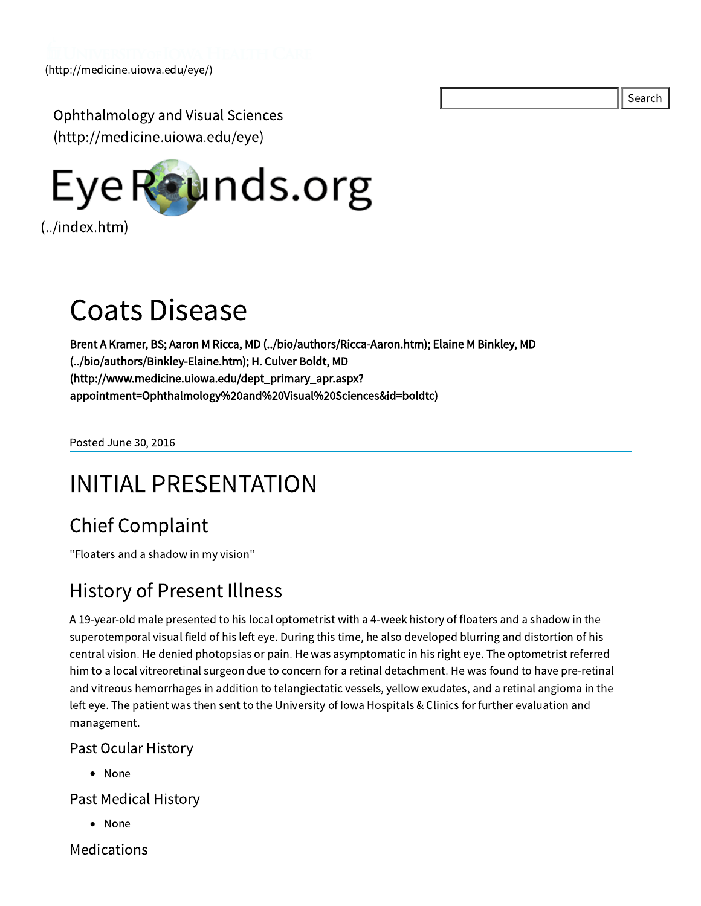(http://medicine.uiowa.edu/eye/)

Ophthalmology and Visual Sciences (http://medicine.uiowa.edu/eye)

EyeRounds.org (../index.htm)

# Coats Disease

**Brent A Kramer, BS; Aaron M Ricca, MD (../bio/authors/Ricca-Aaron.htm); Elaine M Binkley, MD (../bio/authors/Binkley-Elaine.htm); H. Culver Boldt, MD (http://www.medicine.uiowa.edu/dept_primary_apr.aspx?appointment=Ophthalmology%20and%20Visual%20Sciences&id=boldtc)**

Posted June 30, 2016

# INITIAL PRESENTATION

## Chief Complaint

"Floaters and a shadow in my vision"

## History of Present Illness

A 19-year-old male presented to his local optometrist with a 4-week history of floaters and a shadow in the superotemporal visual field of his left eye. During this time, he also developed blurring and distortion of his central vision. He denied photopsias or pain. He was asymptomatic in his right eye. The optometrist referred him to a local vitreoretinal surgeon due to concern for a retinal detachment. He was found to have pre-retinal and vitreous hemorrhages in addition to telangiectatic vessels, yellow exudates, and a retinal angioma in the left eye. The patient was then sent to the University of Iowa Hospitals & Clinics for further evaluation and management.

### Past Ocular History

- None

### Past Medical History

- None

### Medications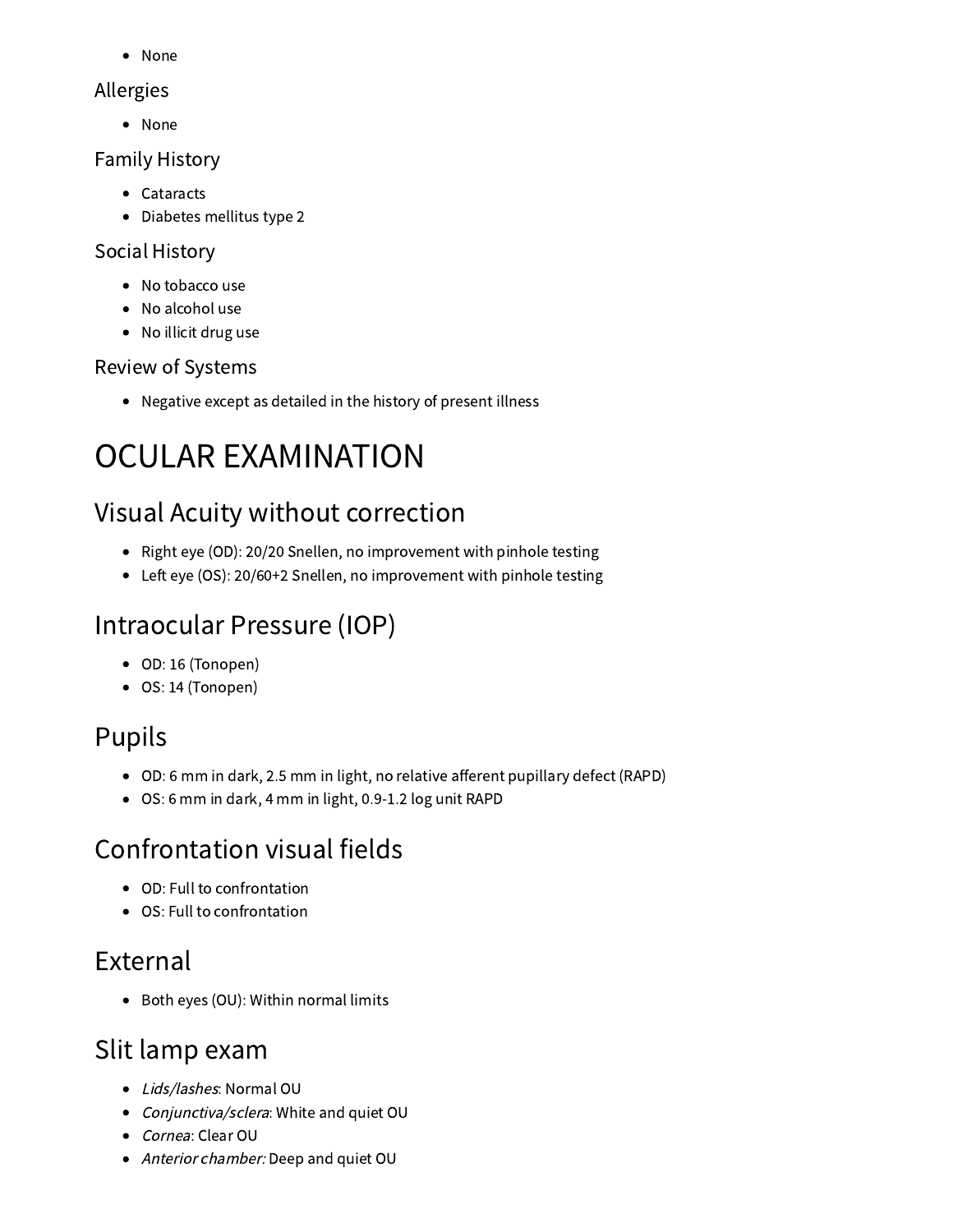- None

### Allergies

- None

### Family History

- Cataracts
- Diabetes mellitus type 2

### Social History

- No tobacco use
- No alcohol use
- No illicit drug use

### Review of Systems

- Negative except as detailed in the history of present illness

# OCULAR EXAMINATION

## Visual Acuity without correction

- Right eye (OD): 20/20 Snellen, no improvement with pinhole testing
- Left eye (OS): 20/60+2 Snellen, no improvement with pinhole testing

## Intraocular Pressure (IOP)

- OD: 16 (Tonopen)
- OS: 14 (Tonopen)

## Pupils

- OD: 6 mm in dark, 2.5 mm in light, no relative afferent pupillary defect (RAPD)
- OS: 6 mm in dark, 4 mm in light, 0.9-1.2 log unit RAPD

## Confrontation visual fields

- OD: Full to confrontation
- OS: Full to confrontation

## External

- Both eyes (OU): Within normal limits

## Slit lamp exam

- *Lids/lashes*: Normal OU
- *Conjunctiva/sclera*: White and quiet OU
- *Cornea*: Clear OU
- *Anterior chamber:* Deep and quiet OU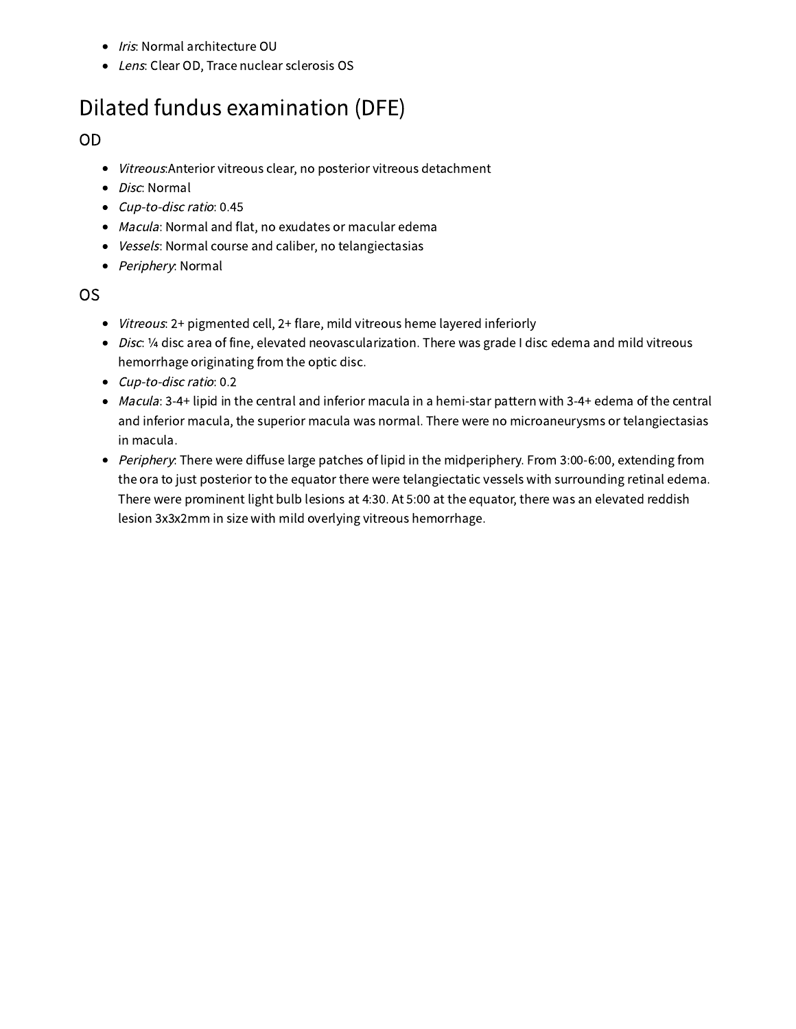- *Iris*: Normal architecture OU
- *Lens*: Clear OD, Trace nuclear sclerosis OS

# Dilated fundus examination (DFE)

## OD

- *Vitreous*:Anterior vitreous clear, no posterior vitreous detachment
- *Disc*: Normal
- *Cup-to-disc ratio*: 0.45
- *Macula*: Normal and flat, no exudates or macular edema
- *Vessels*: Normal course and caliber, no telangiectasias
- *Periphery*: Normal

## OS

- *Vitreous*: 2+ pigmented cell, 2+ flare, mild vitreous heme layered inferiorly
- *Disc*: ¼ disc area of fine, elevated neovascularization. There was grade I disc edema and mild vitreous hemorrhage originating from the optic disc.
- *Cup-to-disc ratio*: 0.2
- *Macula*: 3-4+ lipid in the central and inferior macula in a hemi-star pattern with 3-4+ edema of the central and inferior macula, the superior macula was normal. There were no microaneurysms or telangiectasias in macula.
- *Periphery*: There were diffuse large patches of lipid in the midperiphery. From 3:00-6:00, extending from the ora to just posterior to the equator there were telangiectatic vessels with surrounding retinal edema. There were prominent light bulb lesions at 4:30. At 5:00 at the equator, there was an elevated reddish lesion 3x3x2mm in size with mild overlying vitreous hemorrhage.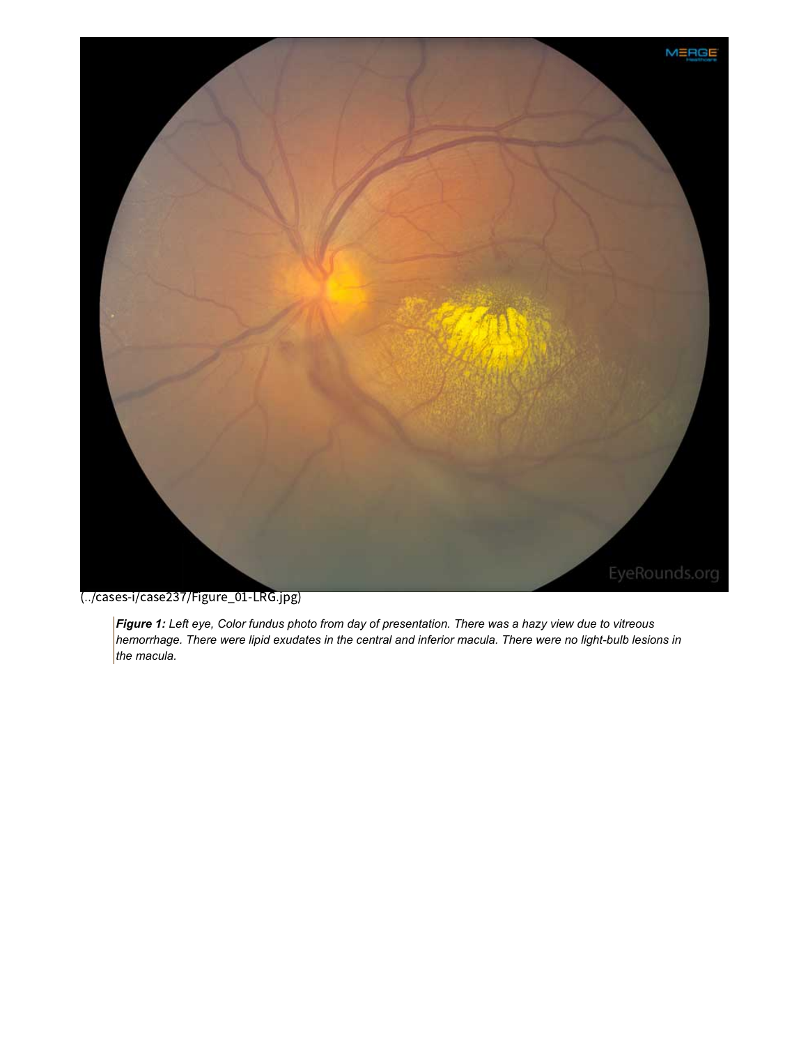(../cases-i/case237/Figure_01-LRG.jpg)

***Figure 1:*** *Left eye, Color fundus photo from day of presentation. There was a hazy view due to vitreous hemorrhage. There were lipid exudates in the central and inferior macula. There were no light-bulb lesions in the macula.*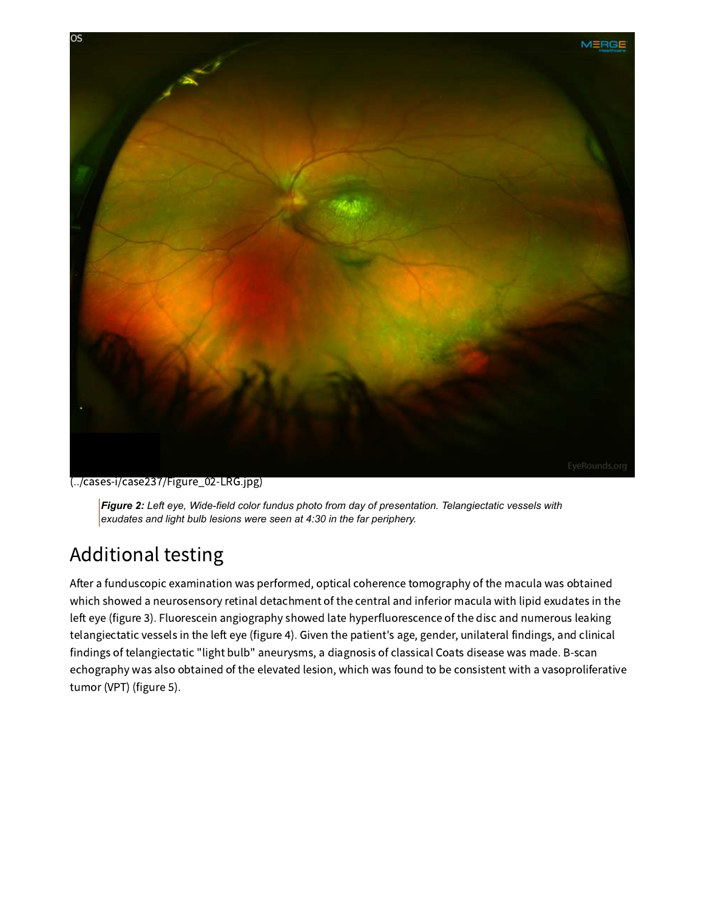(../cases-i/case237/Figure_02-LRG.jpg)

> ***Figure 2:*** *Left eye, Wide-field color fundus photo from day of presentation. Telangiectatic vessels with exudates and light bulb lesions were seen at 4:30 in the far periphery.*

# Additional testing

After a funduscopic examination was performed, optical coherence tomography of the macula was obtained which showed a neurosensory retinal detachment of the central and inferior macula with lipid exudates in the left eye (figure 3). Fluorescein angiography showed late hyperfluorescence of the disc and numerous leaking telangiectatic vessels in the left eye (figure 4). Given the patient's age, gender, unilateral findings, and clinical findings of telangiectatic "light bulb" aneurysms, a diagnosis of classical Coats disease was made. B-scan echography was also obtained of the elevated lesion, which was found to be consistent with a vasoproliferative tumor (VPT) (figure 5).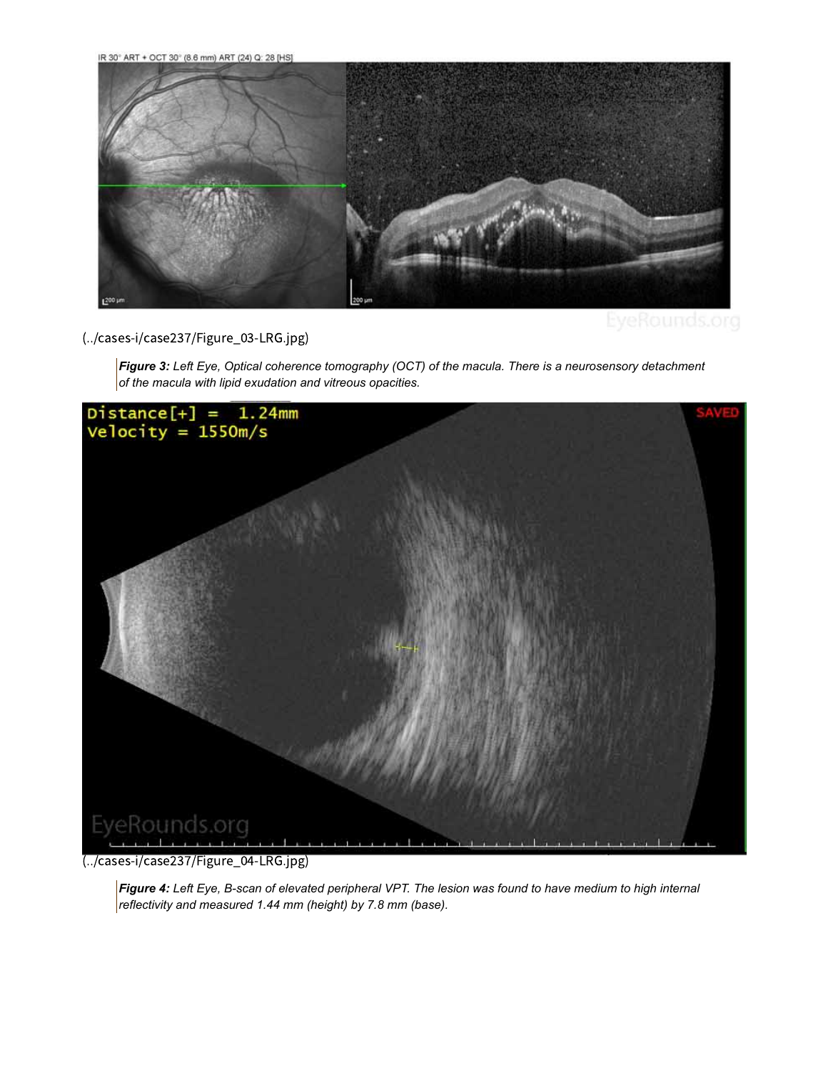(../cases-i/case237/Figure_03-LRG.jpg)

*Figure 3:* *Left Eye, Optical coherence tomography (OCT) of the macula. There is a neurosensory detachment of the macula with lipid exudation and vitreous opacities.*

(../cases-i/case237/Figure_04-LRG.jpg)

*Figure 4:* *Left Eye, B-scan of elevated peripheral VPT. The lesion was found to have medium to high internal reflectivity and measured 1.44 mm (height) by 7.8 mm (base).*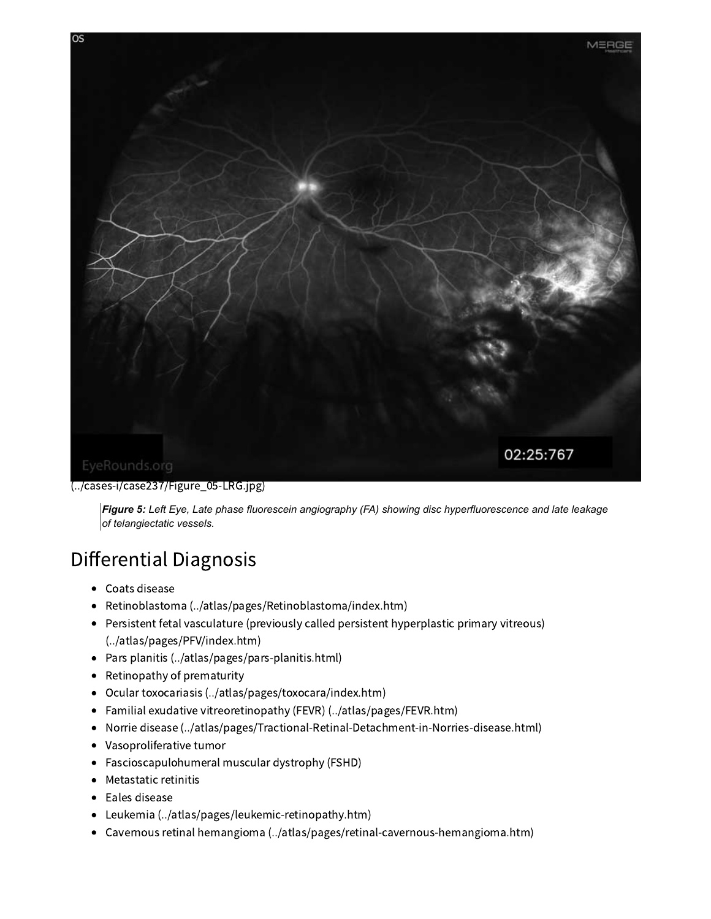(../cases-i/case237/Figure_05-LRG.jpg)

*Figure 5: Left Eye, Late phase fluorescein angiography (FA) showing disc hyperfluorescence and late leakage of telangiectatic vessels.*

# Differential Diagnosis

- Coats disease
- Retinoblastoma (../atlas/pages/Retinoblastoma/index.htm)
- Persistent fetal vasculature (previously called persistent hyperplastic primary vitreous) (../atlas/pages/PFV/index.htm)
- Pars planitis (../atlas/pages/pars-planitis.html)
- Retinopathy of prematurity
- Ocular toxocariasis (../atlas/pages/toxocara/index.htm)
- Familial exudative vitreoretinopathy (FEVR) (../atlas/pages/FEVR.htm)
- Norrie disease (../atlas/pages/Tractional-Retinal-Detachment-in-Norries-disease.html)
- Vasoproliferative tumor
- Fascioscapulohumeral muscular dystrophy (FSHD)
- Metastatic retinitis
- Eales disease
- Leukemia (../atlas/pages/leukemic-retinopathy.htm)
- Cavernous retinal hemangioma (../atlas/pages/retinal-cavernous-hemangioma.htm)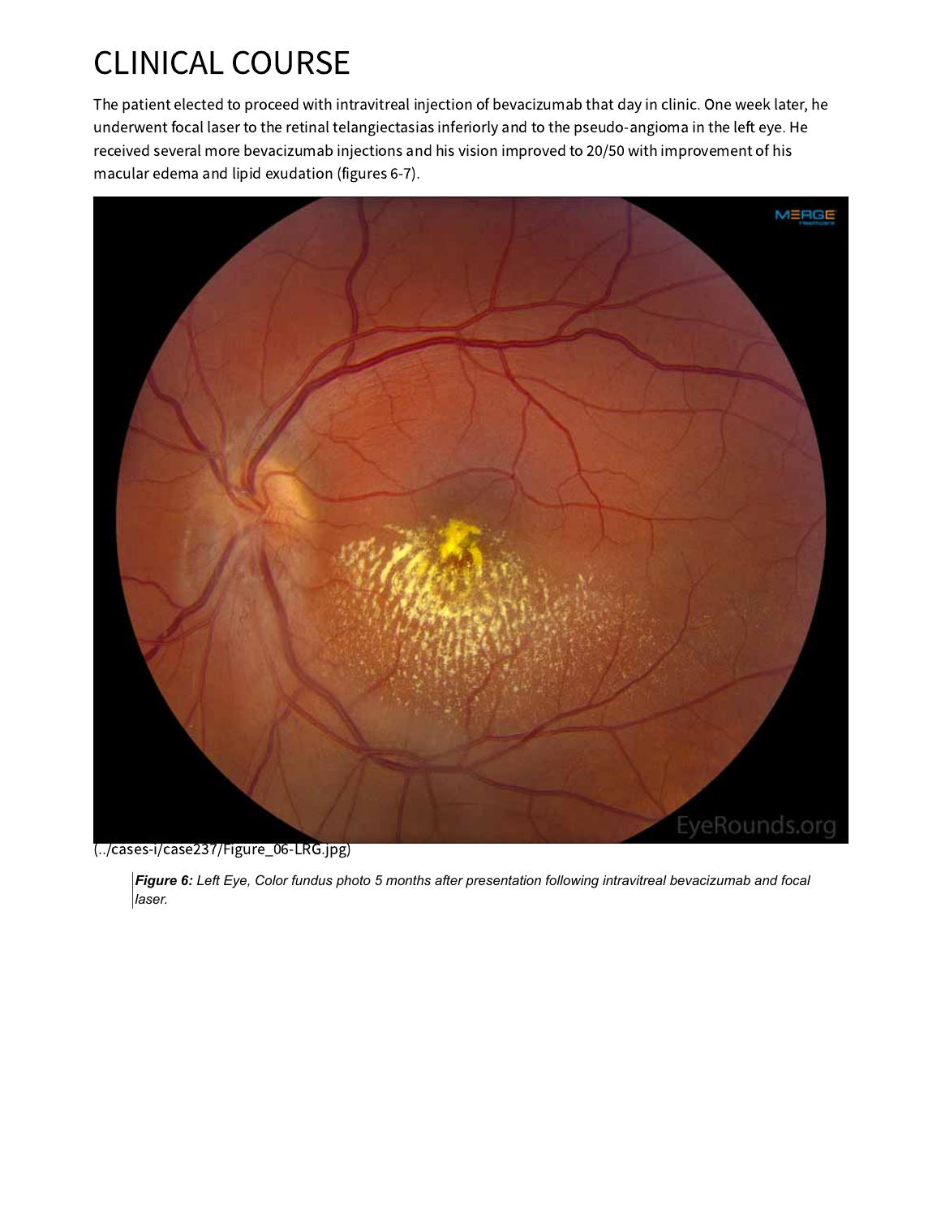# CLINICAL COURSE

The patient elected to proceed with intravitreal injection of bevacizumab that day in clinic. One week later, he underwent focal laser to the retinal telangiectasias inferiorly and to the pseudo-angioma in the left eye. He received several more bevacizumab injections and his vision improved to 20/50 with improvement of his macular edema and lipid exudation (figures 6-7).

(../cases-i/case237/Figure_06-LRG.jpg)

> ***Figure 6:*** *Left Eye, Color fundus photo 5 months after presentation following intravitreal bevacizumab and focal laser.*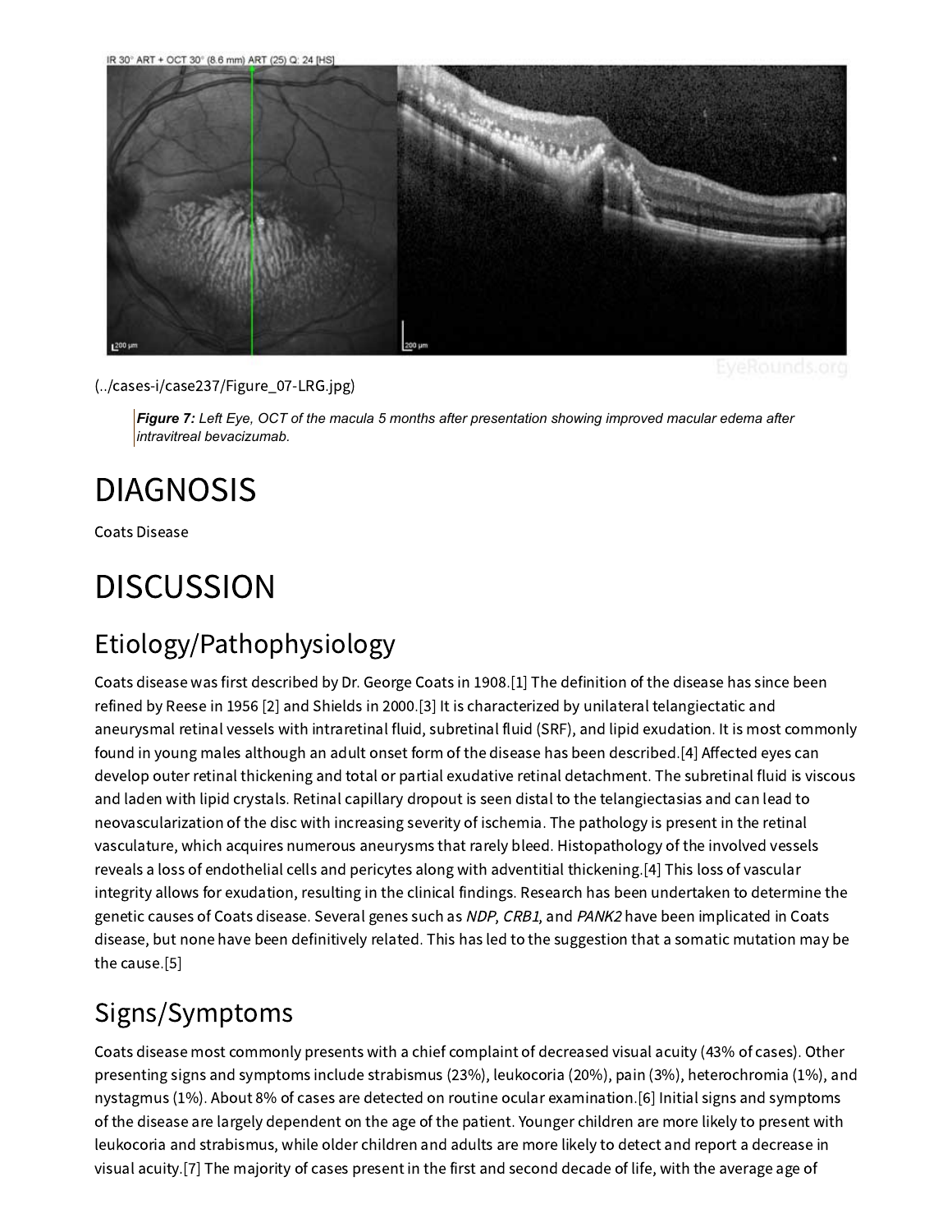(../cases-i/case237/Figure_07-LRG.jpg)

> ***Figure 7:*** *Left Eye, OCT of the macula 5 months after presentation showing improved macular edema after intravitreal bevacizumab.*

# DIAGNOSIS

Coats Disease

# DISCUSSION

## Etiology/Pathophysiology

Coats disease was first described by Dr. George Coats in 1908.[1] The definition of the disease has since been refined by Reese in 1956 [2] and Shields in 2000.[3] It is characterized by unilateral telangiectatic and aneurysmal retinal vessels with intraretinal fluid, subretinal fluid (SRF), and lipid exudation. It is most commonly found in young males although an adult onset form of the disease has been described.[4] Affected eyes can develop outer retinal thickening and total or partial exudative retinal detachment. The subretinal fluid is viscous and laden with lipid crystals. Retinal capillary dropout is seen distal to the telangiectasias and can lead to neovascularization of the disc with increasing severity of ischemia. The pathology is present in the retinal vasculature, which acquires numerous aneurysms that rarely bleed. Histopathology of the involved vessels reveals a loss of endothelial cells and pericytes along with adventitial thickening.[4] This loss of vascular integrity allows for exudation, resulting in the clinical findings. Research has been undertaken to determine the genetic causes of Coats disease. Several genes such as *NDP, CRB1*, and *PANK2* have been implicated in Coats disease, but none have been definitively related. This has led to the suggestion that a somatic mutation may be the cause.[5]

## Signs/Symptoms

Coats disease most commonly presents with a chief complaint of decreased visual acuity (43% of cases). Other presenting signs and symptoms include strabismus (23%), leukocoria (20%), pain (3%), heterochromia (1%), and nystagmus (1%). About 8% of cases are detected on routine ocular examination.[6] Initial signs and symptoms of the disease are largely dependent on the age of the patient. Younger children are more likely to present with leukocoria and strabismus, while older children and adults are more likely to detect and report a decrease in visual acuity.[7] The majority of cases present in the first and second decade of life, with the average age of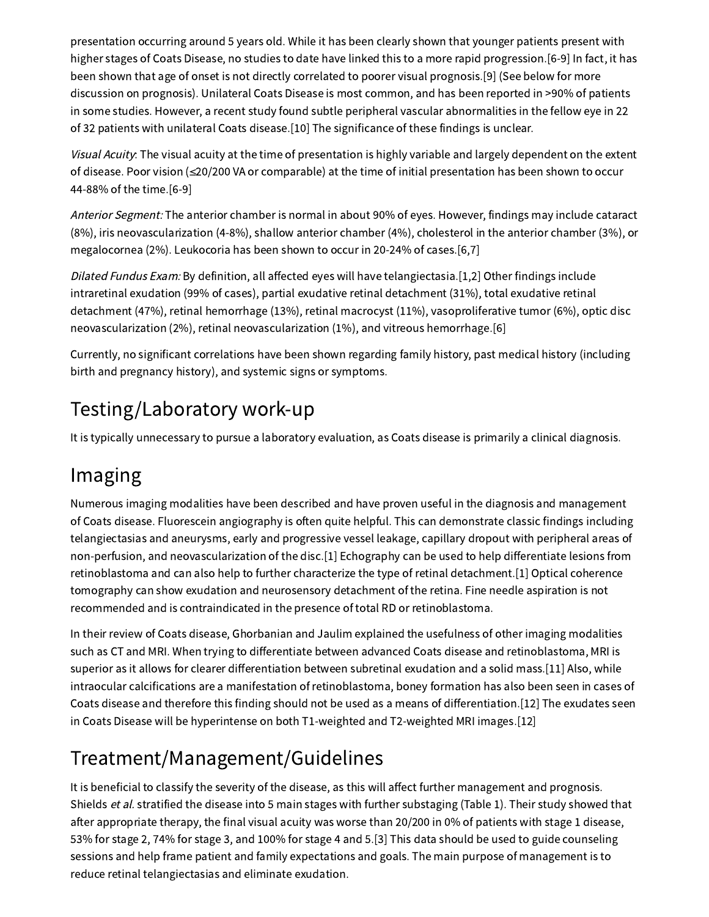presentation occurring around 5 years old. While it has been clearly shown that younger patients present with higher stages of Coats Disease, no studies to date have linked this to a more rapid progression.[6-9] In fact, it has been shown that age of onset is not directly correlated to poorer visual prognosis.[9] (See below for more discussion on prognosis). Unilateral Coats Disease is most common, and has been reported in >90% of patients in some studies. However, a recent study found subtle peripheral vascular abnormalities in the fellow eye in 22 of 32 patients with unilateral Coats disease.[10] The significance of these findings is unclear.

*Visual Acuity*: The visual acuity at the time of presentation is highly variable and largely dependent on the extent of disease. Poor vision (≤20/200 VA or comparable) at the time of initial presentation has been shown to occur 44-88% of the time.[6-9]

*Anterior Segment:* The anterior chamber is normal in about 90% of eyes. However, findings may include cataract (8%), iris neovascularization (4-8%), shallow anterior chamber (4%), cholesterol in the anterior chamber (3%), or megalocornea (2%). Leukocoria has been shown to occur in 20-24% of cases.[6,7]

*Dilated Fundus Exam:* By definition, all affected eyes will have telangiectasia.[1,2] Other findings include intraretinal exudation (99% of cases), partial exudative retinal detachment (31%), total exudative retinal detachment (47%), retinal hemorrhage (13%), retinal macrocyst (11%), vasoproliferative tumor (6%), optic disc neovascularization (2%), retinal neovascularization (1%), and vitreous hemorrhage.[6]

Currently, no significant correlations have been shown regarding family history, past medical history (including birth and pregnancy history), and systemic signs or symptoms.

# Testing/Laboratory work-up

It is typically unnecessary to pursue a laboratory evaluation, as Coats disease is primarily a clinical diagnosis.

# Imaging

Numerous imaging modalities have been described and have proven useful in the diagnosis and management of Coats disease. Fluorescein angiography is often quite helpful. This can demonstrate classic findings including telangiectasias and aneurysms, early and progressive vessel leakage, capillary dropout with peripheral areas of non-perfusion, and neovascularization of the disc.[1] Echography can be used to help differentiate lesions from retinoblastoma and can also help to further characterize the type of retinal detachment.[1] Optical coherence tomography can show exudation and neurosensory detachment of the retina. Fine needle aspiration is not recommended and is contraindicated in the presence of total RD or retinoblastoma.

In their review of Coats disease, Ghorbanian and Jaulim explained the usefulness of other imaging modalities such as CT and MRI. When trying to differentiate between advanced Coats disease and retinoblastoma, MRI is superior as it allows for clearer differentiation between subretinal exudation and a solid mass.[11] Also, while intraocular calcifications are a manifestation of retinoblastoma, boney formation has also been seen in cases of Coats disease and therefore this finding should not be used as a means of differentiation.[12] The exudates seen in Coats Disease will be hyperintense on both T1-weighted and T2-weighted MRI images.[12]

# Treatment/Management/Guidelines

It is beneficial to classify the severity of the disease, as this will affect further management and prognosis. Shields *et al.* stratified the disease into 5 main stages with further substaging (Table 1). Their study showed that after appropriate therapy, the final visual acuity was worse than 20/200 in 0% of patients with stage 1 disease, 53% for stage 2, 74% for stage 3, and 100% for stage 4 and 5.[3] This data should be used to guide counseling sessions and help frame patient and family expectations and goals. The main purpose of management is to reduce retinal telangiectasias and eliminate exudation.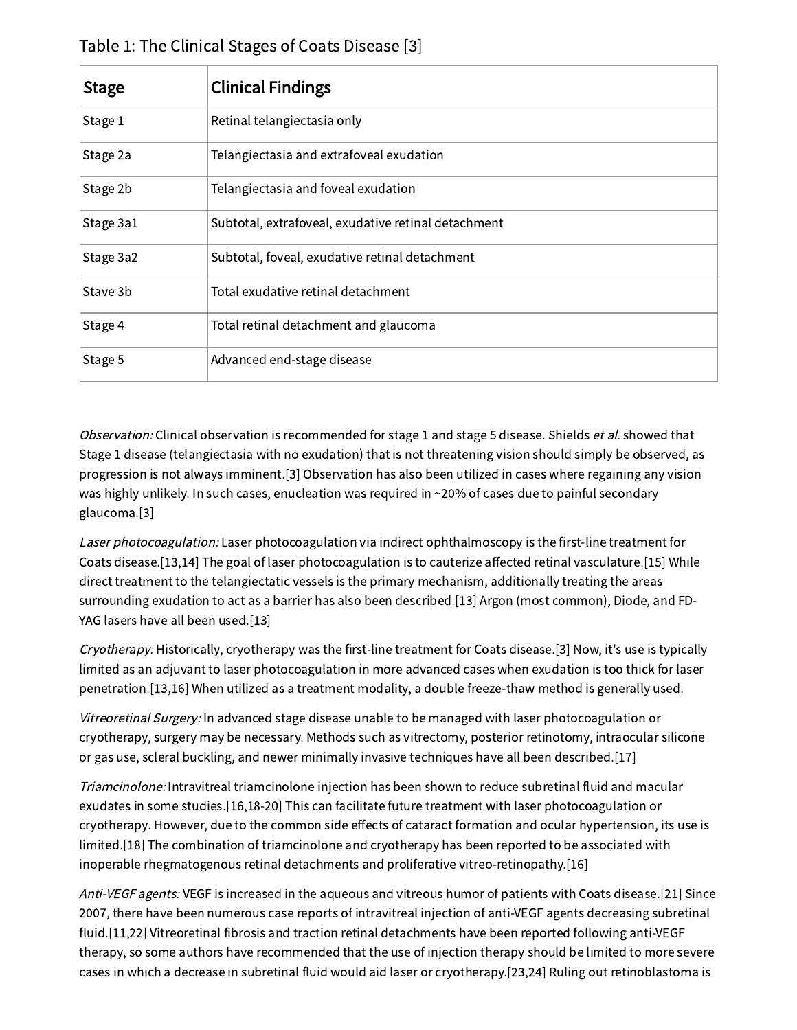Table 1: The Clinical Stages of Coats Disease [3]

| Stage | Clinical Findings |
| --- | --- |
| Stage 1 | Retinal telangiectasia only |
| Stage 2a | Telangiectasia and extrafoveal exudation |
| Stage 2b | Telangiectasia and foveal exudation |
| Stage 3a1 | Subtotal, extrafoveal, exudative retinal detachment |
| Stage 3a2 | Subtotal, foveal, exudative retinal detachment |
| Stave 3b | Total exudative retinal detachment |
| Stage 4 | Total retinal detachment and glaucoma |
| Stage 5 | Advanced end-stage disease |

*Observation:* Clinical observation is recommended for stage 1 and stage 5 disease. Shields *et al.* showed that Stage 1 disease (telangiectasia with no exudation) that is not threatening vision should simply be observed, as progression is not always imminent.[3] Observation has also been utilized in cases where regaining any vision was highly unlikely. In such cases, enucleation was required in ~20% of cases due to painful secondary glaucoma.[3]

*Laser photocoagulation:* Laser photocoagulation via indirect ophthalmoscopy is the first-line treatment for Coats disease.[13,14] The goal of laser photocoagulation is to cauterize affected retinal vasculature.[15] While direct treatment to the telangiectatic vessels is the primary mechanism, additionally treating the areas surrounding exudation to act as a barrier has also been described.[13] Argon (most common), Diode, and FD-YAG lasers have all been used.[13]

*Cryotherapy:* Historically, cryotherapy was the first-line treatment for Coats disease.[3] Now, it's use is typically limited as an adjuvant to laser photocoagulation in more advanced cases when exudation is too thick for laser penetration.[13,16] When utilized as a treatment modality, a double freeze-thaw method is generally used.

*Vitreoretinal Surgery:* In advanced stage disease unable to be managed with laser photocoagulation or cryotherapy, surgery may be necessary. Methods such as vitrectomy, posterior retinotomy, intraocular silicone or gas use, scleral buckling, and newer minimally invasive techniques have all been described.[17]

*Triamcinolone:* Intravitreal triamcinolone injection has been shown to reduce subretinal fluid and macular exudates in some studies.[16,18-20] This can facilitate future treatment with laser photocoagulation or cryotherapy. However, due to the common side effects of cataract formation and ocular hypertension, its use is limited.[18] The combination of triamcinolone and cryotherapy has been reported to be associated with inoperable rhegmatogenous retinal detachments and proliferative vitreo-retinopathy.[16]

*Anti-VEGF agents:* VEGF is increased in the aqueous and vitreous humor of patients with Coats disease.[21] Since 2007, there have been numerous case reports of intravitreal injection of anti-VEGF agents decreasing subretinal fluid.[11,22] Vitreoretinal fibrosis and traction retinal detachments have been reported following anti-VEGF therapy, so some authors have recommended that the use of injection therapy should be limited to more severe cases in which a decrease in subretinal fluid would aid laser or cryotherapy.[23,24] Ruling out retinoblastoma is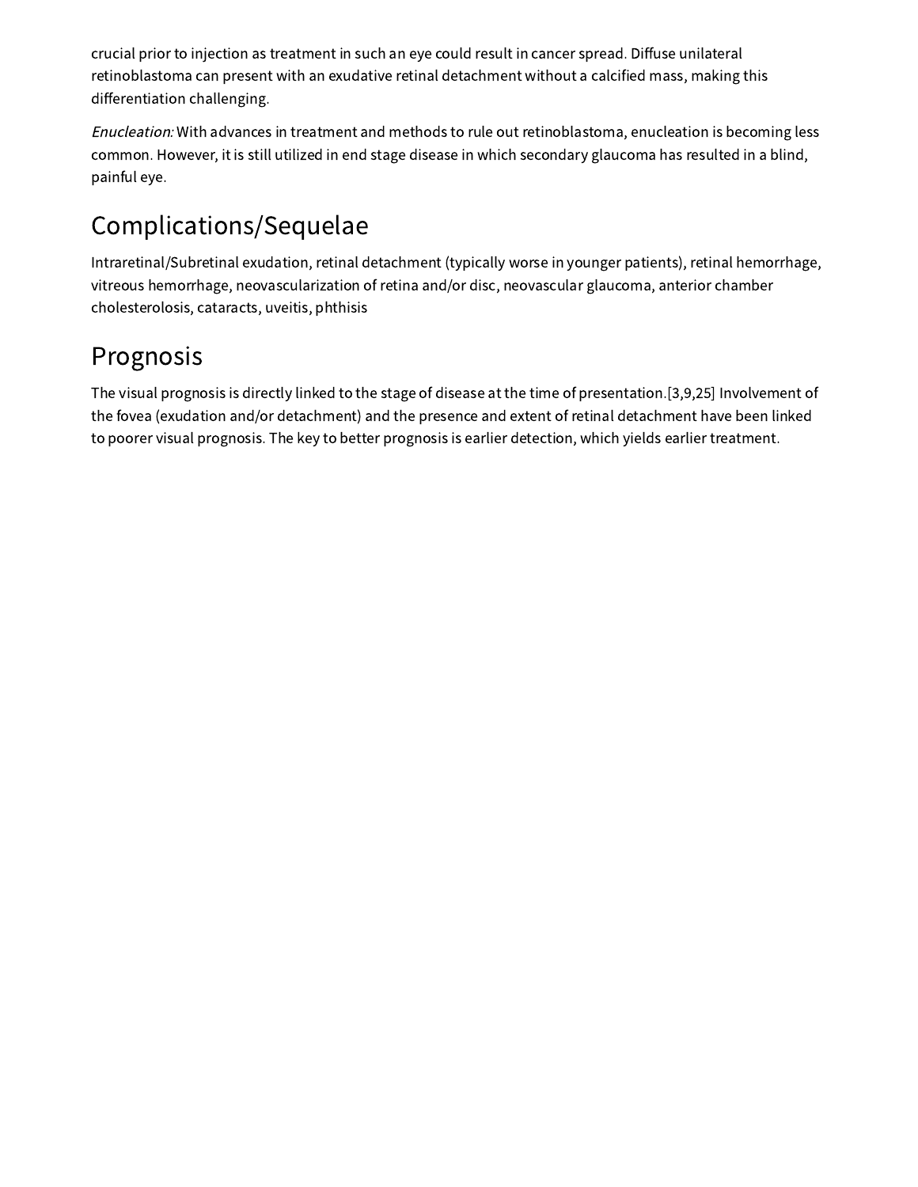crucial prior to injection as treatment in such an eye could result in cancer spread. Diffuse unilateral retinoblastoma can present with an exudative retinal detachment without a calcified mass, making this differentiation challenging.

*Enucleation:* With advances in treatment and methods to rule out retinoblastoma, enucleation is becoming less common. However, it is still utilized in end stage disease in which secondary glaucoma has resulted in a blind, painful eye.

## Complications/Sequelae

Intraretinal/Subretinal exudation, retinal detachment (typically worse in younger patients), retinal hemorrhage, vitreous hemorrhage, neovascularization of retina and/or disc, neovascular glaucoma, anterior chamber cholesterolosis, cataracts, uveitis, phthisis

## Prognosis

The visual prognosis is directly linked to the stage of disease at the time of presentation.[3,9,25] Involvement of the fovea (exudation and/or detachment) and the presence and extent of retinal detachment have been linked to poorer visual prognosis. The key to better prognosis is earlier detection, which yields earlier treatment.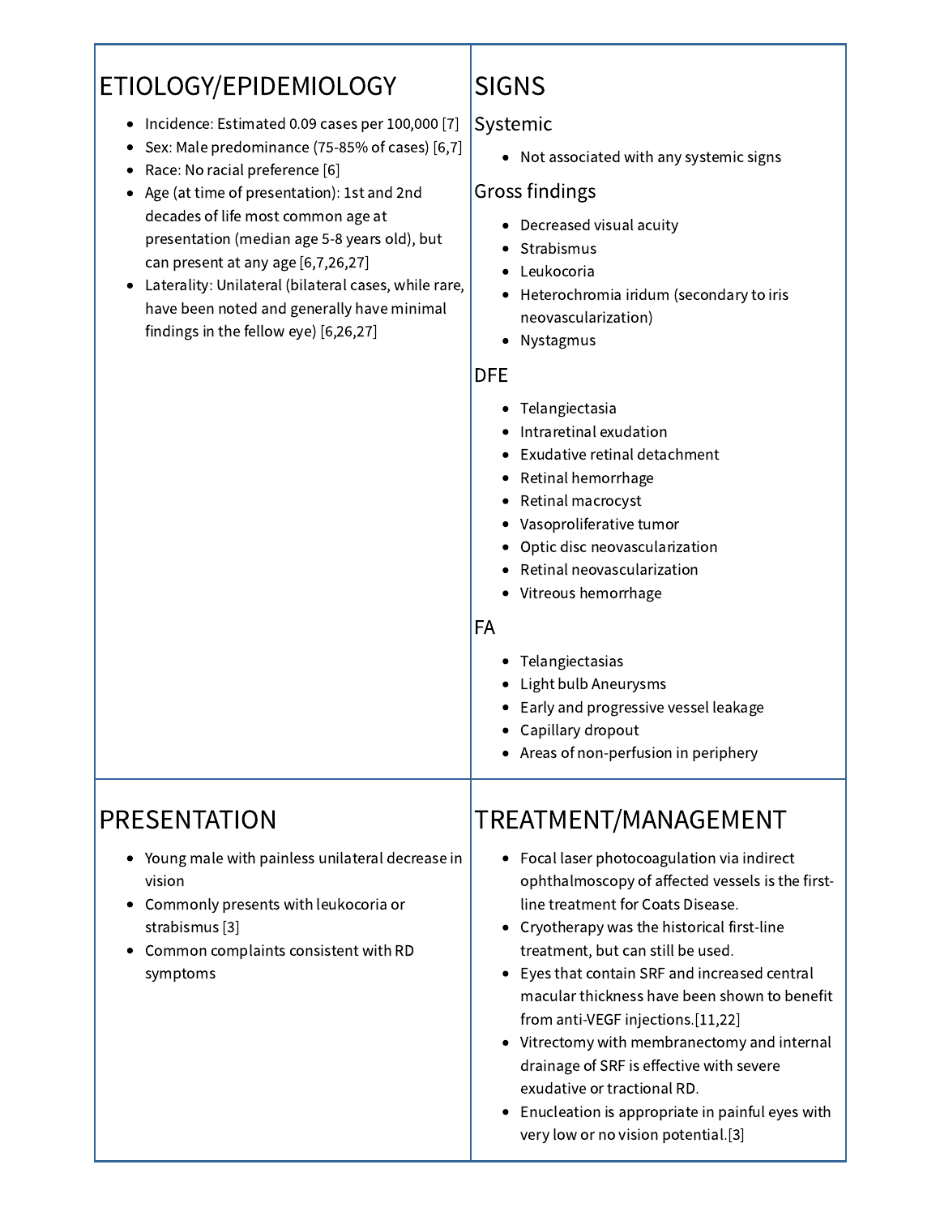# ETIOLOGY/EPIDEMIOLOGY

- Incidence: Estimated 0.09 cases per 100,000 [7]
- Sex: Male predominance (75-85% of cases) [6,7]
- Race: No racial preference [6]
- Age (at time of presentation): 1st and 2nd decades of life most common age at presentation (median age 5-8 years old), but can present at any age [6,7,26,27]
- Laterality: Unilateral (bilateral cases, while rare, have been noted and generally have minimal findings in the fellow eye) [6,26,27]

# SIGNS

## Systemic

- Not associated with any systemic signs

## Gross findings

- Decreased visual acuity
- Strabismus
- Leukocoria
- Heterochromia iridum (secondary to iris neovascularization)
- Nystagmus

## DFE

- Telangiectasia
- Intraretinal exudation
- Exudative retinal detachment
- Retinal hemorrhage
- Retinal macrocyst
- Vasoproliferative tumor
- Optic disc neovascularization
- Retinal neovascularization
- Vitreous hemorrhage

## FA

- Telangiectasias
- Light bulb Aneurysms
- Early and progressive vessel leakage
- Capillary dropout
- Areas of non-perfusion in periphery

# PRESENTATION

- Young male with painless unilateral decrease in vision
- Commonly presents with leukocoria or strabismus [3]
- Common complaints consistent with RD symptoms

# TREATMENT/MANAGEMENT

- Focal laser photocoagulation via indirect ophthalmoscopy of affected vessels is the first-line treatment for Coats Disease.
- Cryotherapy was the historical first-line treatment, but can still be used.
- Eyes that contain SRF and increased central macular thickness have been shown to benefit from anti-VEGF injections.[11,22]
- Vitrectomy with membranectomy and internal drainage of SRF is effective with severe exudative or tractional RD.
- Enucleation is appropriate in painful eyes with very low or no vision potential.[3]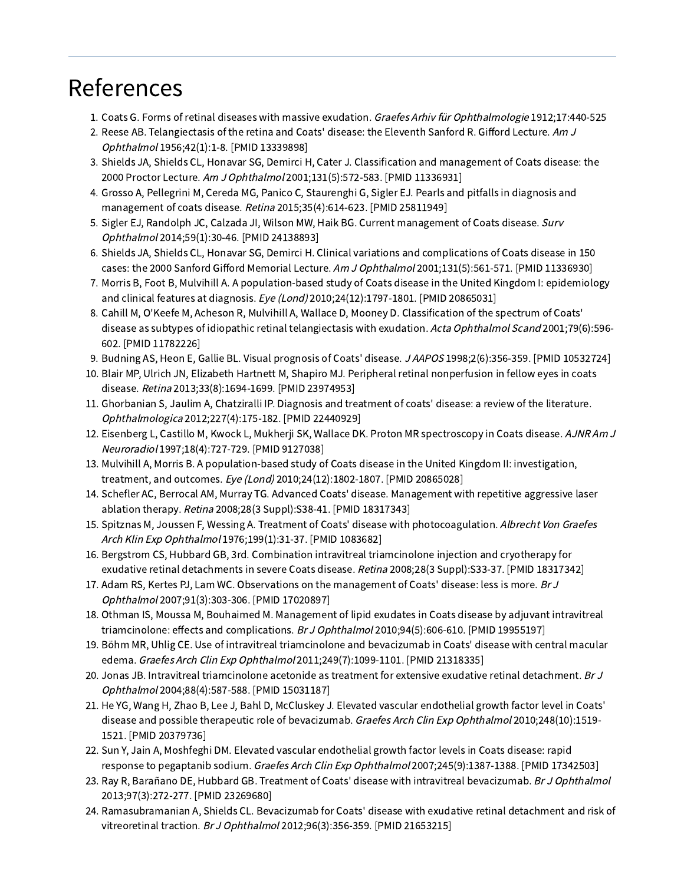# References

1. Coats G. Forms of retinal diseases with massive exudation. *Graefes Arhiv für Ophthalmologie* 1912;17:440-525
2. Reese AB. Telangiectasis of the retina and Coats' disease: the Eleventh Sanford R. Gifford Lecture. *Am J Ophthalmol* 1956;42(1):1-8. [PMID 13339898]
3. Shields JA, Shields CL, Honavar SG, Demirci H, Cater J. Classification and management of Coats disease: the 2000 Proctor Lecture. *Am J Ophthalmol* 2001;131(5):572-583. [PMID 11336931]
4. Grosso A, Pellegrini M, Cereda MG, Panico C, Staurenghi G, Sigler EJ. Pearls and pitfalls in diagnosis and management of coats disease. *Retina* 2015;35(4):614-623. [PMID 25811949]
5. Sigler EJ, Randolph JC, Calzada JI, Wilson MW, Haik BG. Current management of Coats disease. *Surv Ophthalmol* 2014;59(1):30-46. [PMID 24138893]
6. Shields JA, Shields CL, Honavar SG, Demirci H. Clinical variations and complications of Coats disease in 150 cases: the 2000 Sanford Gifford Memorial Lecture. *Am J Ophthalmol* 2001;131(5):561-571. [PMID 11336930]
7. Morris B, Foot B, Mulvihill A. A population-based study of Coats disease in the United Kingdom I: epidemiology and clinical features at diagnosis. *Eye (Lond)* 2010;24(12):1797-1801. [PMID 20865031]
8. Cahill M, O'Keefe M, Acheson R, Mulvihill A, Wallace D, Mooney D. Classification of the spectrum of Coats' disease as subtypes of idiopathic retinal telangiectasis with exudation. *Acta Ophthalmol Scand* 2001;79(6):596-602. [PMID 11782226]
9. Budning AS, Heon E, Gallie BL. Visual prognosis of Coats' disease. *J AAPOS* 1998;2(6):356-359. [PMID 10532724]
10. Blair MP, Ulrich JN, Elizabeth Hartnett M, Shapiro MJ. Peripheral retinal nonperfusion in fellow eyes in coats disease. *Retina* 2013;33(8):1694-1699. [PMID 23974953]
11. Ghorbanian S, Jaulim A, Chatziralli IP. Diagnosis and treatment of coats' disease: a review of the literature. *Ophthalmologica* 2012;227(4):175-182. [PMID 22440929]
12. Eisenberg L, Castillo M, Kwock L, Mukherji SK, Wallace DK. Proton MR spectroscopy in Coats disease. *AJNR Am J Neuroradiol* 1997;18(4):727-729. [PMID 9127038]
13. Mulvihill A, Morris B. A population-based study of Coats disease in the United Kingdom II: investigation, treatment, and outcomes. *Eye (Lond)* 2010;24(12):1802-1807. [PMID 20865028]
14. Schefler AC, Berrocal AM, Murray TG. Advanced Coats' disease. Management with repetitive aggressive laser ablation therapy. *Retina* 2008;28(3 Suppl):S38-41. [PMID 18317343]
15. Spitznas M, Joussen F, Wessing A. Treatment of Coats' disease with photocoagulation. *Albrecht Von Graefes Arch Klin Exp Ophthalmol* 1976;199(1):31-37. [PMID 1083682]
16. Bergstrom CS, Hubbard GB, 3rd. Combination intravitreal triamcinolone injection and cryotherapy for exudative retinal detachments in severe Coats disease. *Retina* 2008;28(3 Suppl):S33-37. [PMID 18317342]
17. Adam RS, Kertes PJ, Lam WC. Observations on the management of Coats' disease: less is more. *Br J Ophthalmol* 2007;91(3):303-306. [PMID 17020897]
18. Othman IS, Moussa M, Bouhaimed M. Management of lipid exudates in Coats disease by adjuvant intravitreal triamcinolone: effects and complications. *Br J Ophthalmol* 2010;94(5):606-610. [PMID 19955197]
19. Böhm MR, Uhlig CE. Use of intravitreal triamcinolone and bevacizumab in Coats' disease with central macular edema. *Graefes Arch Clin Exp Ophthalmol* 2011;249(7):1099-1101. [PMID 21318335]
20. Jonas JB. Intravitreal triamcinolone acetonide as treatment for extensive exudative retinal detachment. *Br J Ophthalmol* 2004;88(4):587-588. [PMID 15031187]
21. He YG, Wang H, Zhao B, Lee J, Bahl D, McCluskey J. Elevated vascular endothelial growth factor level in Coats' disease and possible therapeutic role of bevacizumab. *Graefes Arch Clin Exp Ophthalmol* 2010;248(10):1519-1521. [PMID 20379736]
22. Sun Y, Jain A, Moshfeghi DM. Elevated vascular endothelial growth factor levels in Coats disease: rapid response to pegaptanib sodium. *Graefes Arch Clin Exp Ophthalmol* 2007;245(9):1387-1388. [PMID 17342503]
23. Ray R, Barañano DE, Hubbard GB. Treatment of Coats' disease with intravitreal bevacizumab. *Br J Ophthalmol* 2013;97(3):272-277. [PMID 23269680]
24. Ramasubramanian A, Shields CL. Bevacizumab for Coats' disease with exudative retinal detachment and risk of vitreoretinal traction. *Br J Ophthalmol* 2012;96(3):356-359. [PMID 21653215]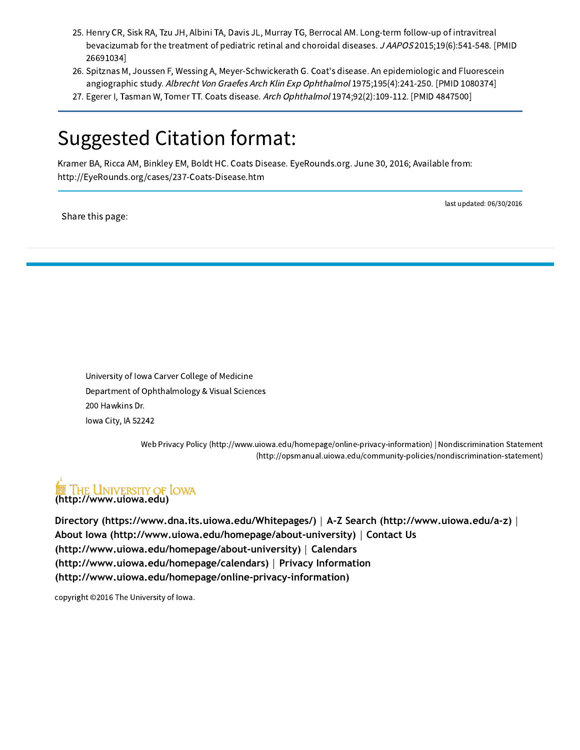25. Henry CR, Sisk RA, Tzu JH, Albini TA, Davis JL, Murray TG, Berrocal AM. Long-term follow-up of intravitreal bevacizumab for the treatment of pediatric retinal and choroidal diseases. *J AAPOS* 2015;19(6):541-548. [PMID 26691034]
26. Spitznas M, Joussen F, Wessing A, Meyer-Schwickerath G. Coat's disease. An epidemiologic and Fluorescein angiographic study. *Albrecht Von Graefes Arch Klin Exp Ophthalmol* 1975;195(4):241-250. [PMID 1080374]
27. Egerer I, Tasman W, Tomer TT. Coats disease. *Arch Ophthalmol* 1974;92(2):109-112. [PMID 4847500]

# Suggested Citation format:

Kramer BA, Ricca AM, Binkley EM, Boldt HC. Coats Disease. EyeRounds.org. June 30, 2016; Available from: http://EyeRounds.org/cases/237-Coats-Disease.htm

last updated: 06/30/2016

Share this page:

University of Iowa Carver College of Medicine
Department of Ophthalmology & Visual Sciences
200 Hawkins Dr.
Iowa City, IA 52242

Web Privacy Policy (http://www.uiowa.edu/homepage/online-privacy-information) | Nondiscrimination Statement (http://opsmanual.uiowa.edu/community-policies/nondiscrimination-statement)

The University of Iowa
**(http://www.uiowa.edu)**

**Directory (https://www.dna.its.uiowa.edu/Whitepages/)** | **A-Z Search (http://www.uiowa.edu/a-z)** | **About Iowa (http://www.uiowa.edu/homepage/about-university)** | **Contact Us (http://www.uiowa.edu/homepage/about-university)** | **Calendars (http://www.uiowa.edu/homepage/calendars)** | **Privacy Information (http://www.uiowa.edu/homepage/online-privacy-information)**

copyright ©2016 The University of Iowa.